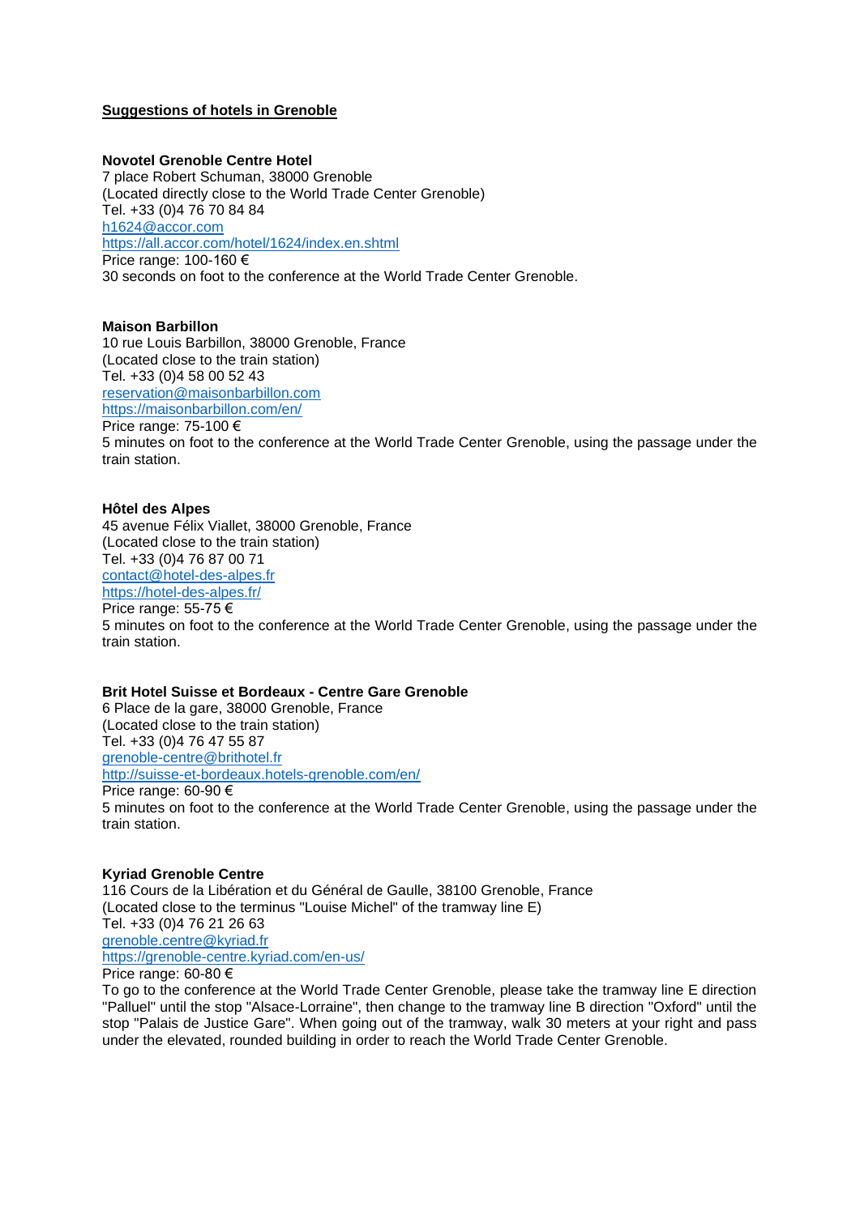# Suggestions of hotels in Grenoble

**Novotel Grenoble Centre Hotel**
7 place Robert Schuman, 38000 Grenoble
(Located directly close to the World Trade Center Grenoble)
Tel. +33 (0)4 76 70 84 84
h1624@accor.com
https://all.accor.com/hotel/1624/index.en.shtml
Price range: 100-160 €
30 seconds on foot to the conference at the World Trade Center Grenoble.

**Maison Barbillon**
10 rue Louis Barbillon, 38000 Grenoble, France
(Located close to the train station)
Tel. +33 (0)4 58 00 52 43
reservation@maisonbarbillon.com
https://maisonbarbillon.com/en/
Price range: 75-100 €
5 minutes on foot to the conference at the World Trade Center Grenoble, using the passage under the train station.

**Hôtel des Alpes**
45 avenue Félix Viallet, 38000 Grenoble, France
(Located close to the train station)
Tel. +33 (0)4 76 87 00 71
contact@hotel-des-alpes.fr
https://hotel-des-alpes.fr/
Price range: 55-75 €
5 minutes on foot to the conference at the World Trade Center Grenoble, using the passage under the train station.

**Brit Hotel Suisse et Bordeaux - Centre Gare Grenoble**
6 Place de la gare, 38000 Grenoble, France
(Located close to the train station)
Tel. +33 (0)4 76 47 55 87
grenoble-centre@brithotel.fr
http://suisse-et-bordeaux.hotels-grenoble.com/en/
Price range: 60-90 €
5 minutes on foot to the conference at the World Trade Center Grenoble, using the passage under the train station.

**Kyriad Grenoble Centre**
116 Cours de la Libération et du Général de Gaulle, 38100 Grenoble, France
(Located close to the terminus "Louise Michel" of the tramway line E)
Tel. +33 (0)4 76 21 26 63
grenoble.centre@kyriad.fr
https://grenoble-centre.kyriad.com/en-us/
Price range: 60-80 €
To go to the conference at the World Trade Center Grenoble, please take the tramway line E direction "Palluel" until the stop "Alsace-Lorraine", then change to the tramway line B direction "Oxford" until the stop "Palais de Justice Gare". When going out of the tramway, walk 30 meters at your right and pass under the elevated, rounded building in order to reach the World Trade Center Grenoble.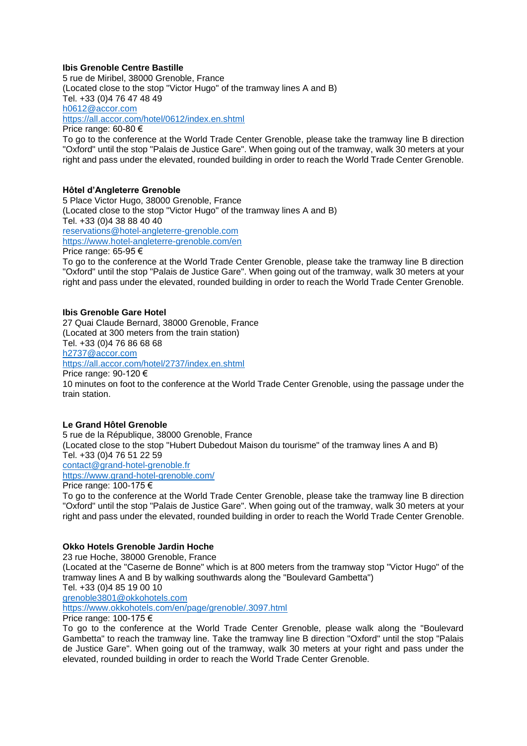**Ibis Grenoble Centre Bastille**
5 rue de Miribel, 38000 Grenoble, France
(Located close to the stop "Victor Hugo" of the tramway lines A and B)
Tel. +33 (0)4 76 47 48 49
h0612@accor.com
https://all.accor.com/hotel/0612/index.en.shtml
Price range: 60-80 €
To go to the conference at the World Trade Center Grenoble, please take the tramway line B direction "Oxford" until the stop "Palais de Justice Gare". When going out of the tramway, walk 30 meters at your right and pass under the elevated, rounded building in order to reach the World Trade Center Grenoble.

**Hôtel d'Angleterre Grenoble**
5 Place Victor Hugo, 38000 Grenoble, France
(Located close to the stop "Victor Hugo" of the tramway lines A and B)
Tel. +33 (0)4 38 88 40 40
reservations@hotel-angleterre-grenoble.com
https://www.hotel-angleterre-grenoble.com/en
Price range: 65-95 €
To go to the conference at the World Trade Center Grenoble, please take the tramway line B direction "Oxford" until the stop "Palais de Justice Gare". When going out of the tramway, walk 30 meters at your right and pass under the elevated, rounded building in order to reach the World Trade Center Grenoble.

**Ibis Grenoble Gare Hotel**
27 Quai Claude Bernard, 38000 Grenoble, France
(Located at 300 meters from the train station)
Tel. +33 (0)4 76 86 68 68
h2737@accor.com
https://all.accor.com/hotel/2737/index.en.shtml
Price range: 90-120 €
10 minutes on foot to the conference at the World Trade Center Grenoble, using the passage under the train station.

**Le Grand Hôtel Grenoble**
5 rue de la République, 38000 Grenoble, France
(Located close to the stop "Hubert Dubedout Maison du tourisme" of the tramway lines A and B)
Tel. +33 (0)4 76 51 22 59
contact@grand-hotel-grenoble.fr
https://www.grand-hotel-grenoble.com/
Price range: 100-175 €
To go to the conference at the World Trade Center Grenoble, please take the tramway line B direction "Oxford" until the stop "Palais de Justice Gare". When going out of the tramway, walk 30 meters at your right and pass under the elevated, rounded building in order to reach the World Trade Center Grenoble.

**Okko Hotels Grenoble Jardin Hoche**
23 rue Hoche, 38000 Grenoble, France
(Located at the "Caserne de Bonne" which is at 800 meters from the tramway stop "Victor Hugo" of the tramway lines A and B by walking southwards along the "Boulevard Gambetta")
Tel. +33 (0)4 85 19 00 10
grenoble3801@okkohotels.com
https://www.okkohotels.com/en/page/grenoble/.3097.html
Price range: 100-175 €
To go to the conference at the World Trade Center Grenoble, please walk along the "Boulevard Gambetta" to reach the tramway line. Take the tramway line B direction "Oxford" until the stop "Palais de Justice Gare". When going out of the tramway, walk 30 meters at your right and pass under the elevated, rounded building in order to reach the World Trade Center Grenoble.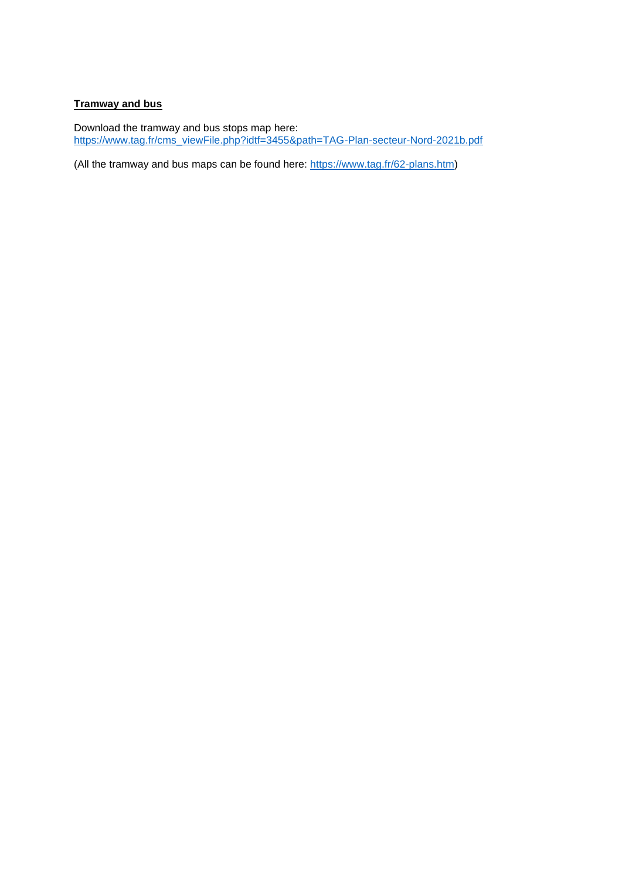**Tramway and bus**

Download the tramway and bus stops map here:
https://www.tag.fr/cms_viewFile.php?idtf=3455&path=TAG-Plan-secteur-Nord-2021b.pdf

(All the tramway and bus maps can be found here: https://www.tag.fr/62-plans.htm)